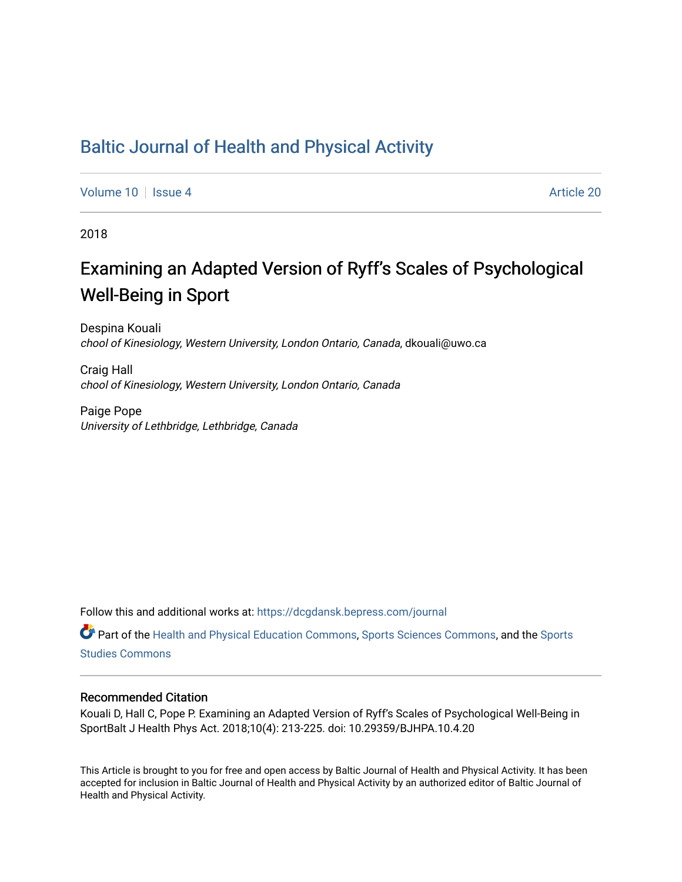# Baltic Journal of Health and Physical Activity

Volume 10 | Issue 4 Article 20

2018

## Examining an Adapted Version of Ryff's Scales of Psychological Well-Being in Sport

Despina Kouali
*chool of Kinesiology, Western University, London Ontario, Canada*, dkouali@uwo.ca

Craig Hall
*chool of Kinesiology, Western University, London Ontario, Canada*

Paige Pope
*University of Lethbridge, Lethbridge, Canada*

Follow this and additional works at: https://dcgdansk.bepress.com/journal

Part of the Health and Physical Education Commons, Sports Sciences Commons, and the Sports Studies Commons

### Recommended Citation

Kouali D, Hall C, Pope P. Examining an Adapted Version of Ryff's Scales of Psychological Well-Being in SportBalt J Health Phys Act. 2018;10(4): 213-225. doi: 10.29359/BJHPA.10.4.20

This Article is brought to you for free and open access by Baltic Journal of Health and Physical Activity. It has been accepted for inclusion in Baltic Journal of Health and Physical Activity by an authorized editor of Baltic Journal of Health and Physical Activity.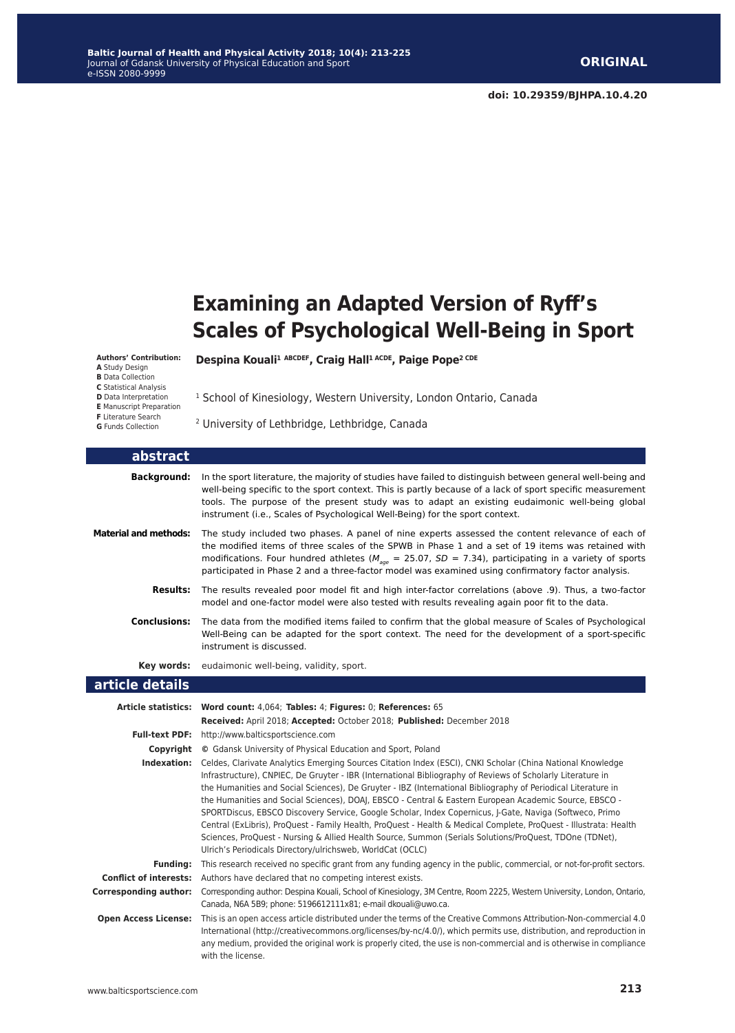# Examining an Adapted Version of Ryff's Scales of Psychological Well-Being in Sport

**Authors' Contribution:**
**A** Study Design
**B** Data Collection
**C** Statistical Analysis
**D** Data Interpretation
**E** Manuscript Preparation
**F** Literature Search
**G** Funds Collection

**Despina Kouali[1 ABCDEF], Craig Hall[1 ACDE], Paige Pope[2 CDE]**

[1] School of Kinesiology, Western University, London Ontario, Canada

[2] University of Lethbridge, Lethbridge, Canada

## abstract

**Background:** In the sport literature, the majority of studies have failed to distinguish between general well-being and well-being specific to the sport context. This is partly because of a lack of sport specific measurement tools. The purpose of the present study was to adapt an existing eudaimonic well-being global instrument (i.e., Scales of Psychological Well-Being) for the sport context.

**Material and methods:** The study included two phases. A panel of nine experts assessed the content relevance of each of the modified items of three scales of the SPWB in Phase 1 and a set of 19 items was retained with modifications. Four hundred athletes ($M_{age}$ = 25.07, *SD* = 7.34), participating in a variety of sports participated in Phase 2 and a three-factor model was examined using confirmatory factor analysis.

**Results:** The results revealed poor model fit and high inter-factor correlations (above .9). Thus, a two-factor model and one-factor model were also tested with results revealing again poor fit to the data.

**Conclusions:** The data from the modified items failed to confirm that the global measure of Scales of Psychological Well-Being can be adapted for the sport context. The need for the development of a sport-specific instrument is discussed.

**Key words:** eudaimonic well-being, validity, sport.

## article details

**Article statistics:** **Word count:** 4,064; **Tables:** 4; **Figures:** 0; **References:** 65
**Received:** April 2018; **Accepted:** October 2018; **Published:** December 2018

**Full-text PDF:** http://www.balticsportscience.com

**Copyright** © Gdansk University of Physical Education and Sport, Poland

**Indexation:** Celdes, Clarivate Analytics Emerging Sources Citation Index (ESCI), CNKI Scholar (China National Knowledge Infrastructure), CNPIEC, De Gruyter - IBR (International Bibliography of Reviews of Scholarly Literature in the Humanities and Social Sciences), De Gruyter - IBZ (International Bibliography of Periodical Literature in the Humanities and Social Sciences), DOAJ, EBSCO - Central & Eastern European Academic Source, EBSCO - SPORTDiscus, EBSCO Discovery Service, Google Scholar, Index Copernicus, J-Gate, Naviga (Softweco, Primo Central (ExLibris), ProQuest - Family Health, ProQuest - Health & Medical Complete, ProQuest - Illustrata: Health Sciences, ProQuest - Nursing & Allied Health Source, Summon (Serials Solutions/ProQuest, TDOne (TDNet), Ulrich's Periodicals Directory/ulrichsweb, WorldCat (OCLC)

**Funding:** This research received no specific grant from any funding agency in the public, commercial, or not-for-profit sectors.

**Conflict of interests:** Authors have declared that no competing interest exists.

**Corresponding author:** Corresponding author: Despina Kouali, School of Kinesiology, 3M Centre, Room 2225, Western University, London, Ontario, Canada, N6A 5B9; phone: 5196612111x81; e-mail dkouali@uwo.ca.

**Open Access License:** This is an open access article distributed under the terms of the Creative Commons Attribution-Non-commercial 4.0 International (http://creativecommons.org/licenses/by-nc/4.0/), which permits use, distribution, and reproduction in any medium, provided the original work is properly cited, the use is non-commercial and is otherwise in compliance with the license.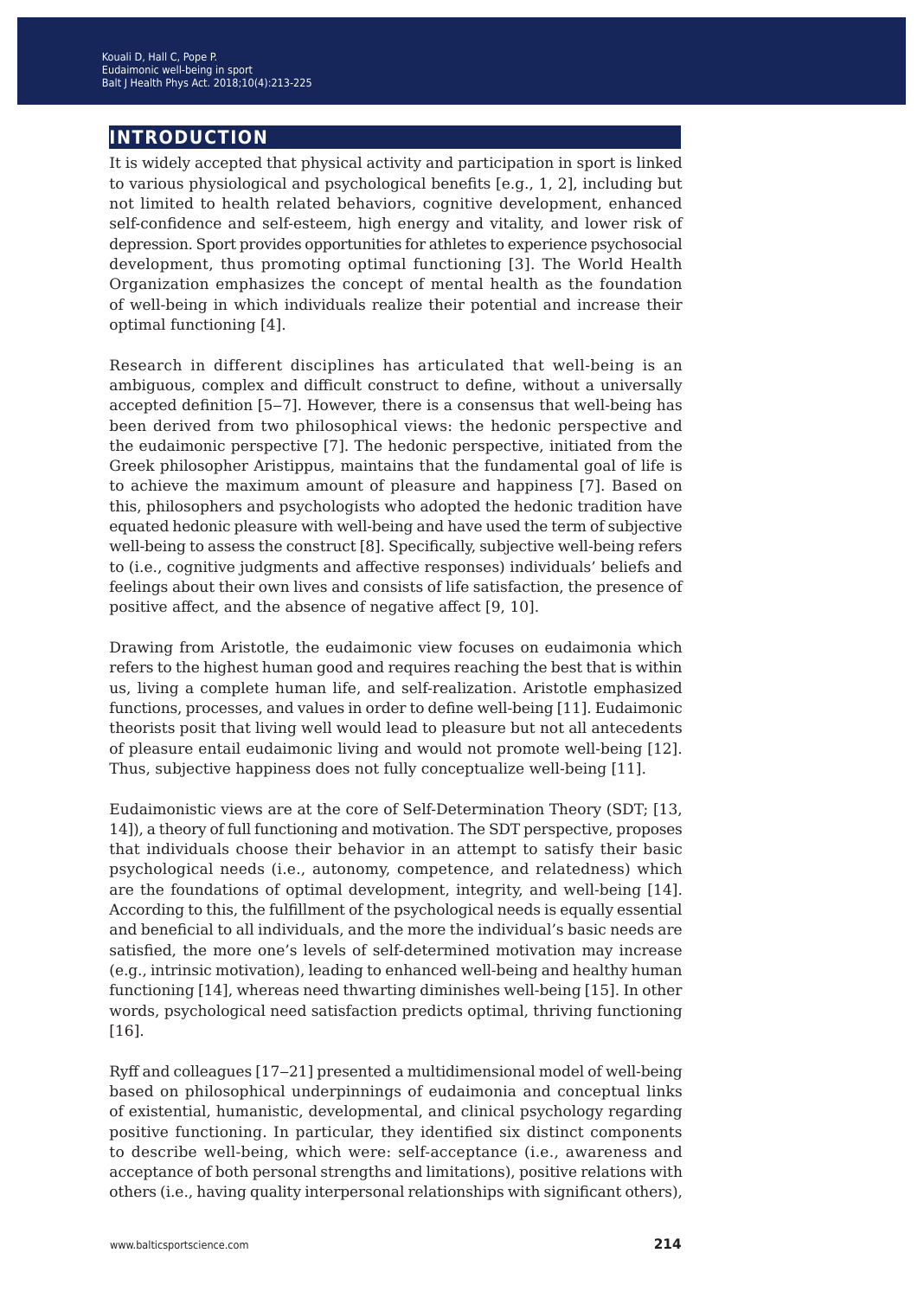# INTRODUCTION

It is widely accepted that physical activity and participation in sport is linked to various physiological and psychological benefits [e.g., 1, 2], including but not limited to health related behaviors, cognitive development, enhanced self-confidence and self-esteem, high energy and vitality, and lower risk of depression. Sport provides opportunities for athletes to experience psychosocial development, thus promoting optimal functioning [3]. The World Health Organization emphasizes the concept of mental health as the foundation of well-being in which individuals realize their potential and increase their optimal functioning [4].

Research in different disciplines has articulated that well-being is an ambiguous, complex and difficult construct to define, without a universally accepted definition [5‒7]. However, there is a consensus that well-being has been derived from two philosophical views: the hedonic perspective and the eudaimonic perspective [7]. The hedonic perspective, initiated from the Greek philosopher Aristippus, maintains that the fundamental goal of life is to achieve the maximum amount of pleasure and happiness [7]. Based on this, philosophers and psychologists who adopted the hedonic tradition have equated hedonic pleasure with well-being and have used the term of subjective well-being to assess the construct [8]. Specifically, subjective well-being refers to (i.e., cognitive judgments and affective responses) individuals' beliefs and feelings about their own lives and consists of life satisfaction, the presence of positive affect, and the absence of negative affect [9, 10].

Drawing from Aristotle, the eudaimonic view focuses on eudaimonia which refers to the highest human good and requires reaching the best that is within us, living a complete human life, and self-realization. Aristotle emphasized functions, processes, and values in order to define well-being [11]. Eudaimonic theorists posit that living well would lead to pleasure but not all antecedents of pleasure entail eudaimonic living and would not promote well-being [12]. Thus, subjective happiness does not fully conceptualize well-being [11].

Eudaimonistic views are at the core of Self-Determination Theory (SDT; [13, 14]), a theory of full functioning and motivation. The SDT perspective, proposes that individuals choose their behavior in an attempt to satisfy their basic psychological needs (i.e., autonomy, competence, and relatedness) which are the foundations of optimal development, integrity, and well-being [14]. According to this, the fulfillment of the psychological needs is equally essential and beneficial to all individuals, and the more the individual's basic needs are satisfied, the more one's levels of self-determined motivation may increase (e.g., intrinsic motivation), leading to enhanced well-being and healthy human functioning [14], whereas need thwarting diminishes well-being [15]. In other words, psychological need satisfaction predicts optimal, thriving functioning [16].

Ryff and colleagues [17‒21] presented a multidimensional model of well-being based on philosophical underpinnings of eudaimonia and conceptual links of existential, humanistic, developmental, and clinical psychology regarding positive functioning. In particular, they identified six distinct components to describe well-being, which were: self-acceptance (i.e., awareness and acceptance of both personal strengths and limitations), positive relations with others (i.e., having quality interpersonal relationships with significant others),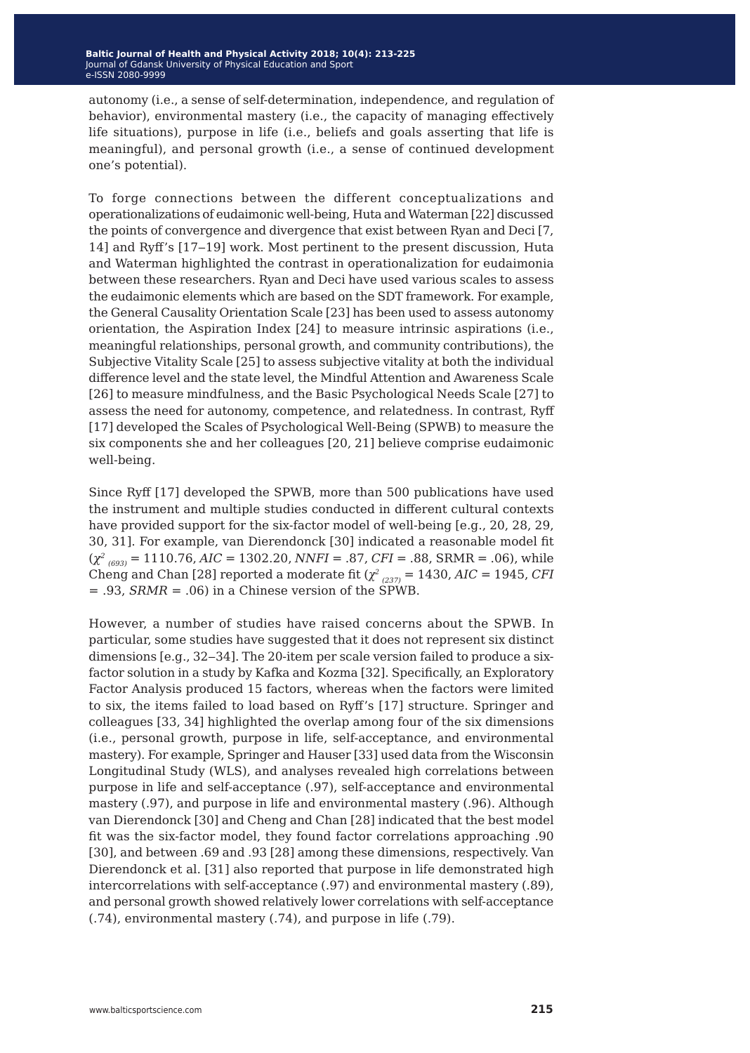autonomy (i.e., a sense of self-determination, independence, and regulation of behavior), environmental mastery (i.e., the capacity of managing effectively life situations), purpose in life (i.e., beliefs and goals asserting that life is meaningful), and personal growth (i.e., a sense of continued development one's potential).

To forge connections between the different conceptualizations and operationalizations of eudaimonic well-being, Huta and Waterman [22] discussed the points of convergence and divergence that exist between Ryan and Deci [7, 14] and Ryff's [17–19] work. Most pertinent to the present discussion, Huta and Waterman highlighted the contrast in operationalization for eudaimonia between these researchers. Ryan and Deci have used various scales to assess the eudaimonic elements which are based on the SDT framework. For example, the General Causality Orientation Scale [23] has been used to assess autonomy orientation, the Aspiration Index [24] to measure intrinsic aspirations (i.e., meaningful relationships, personal growth, and community contributions), the Subjective Vitality Scale [25] to assess subjective vitality at both the individual difference level and the state level, the Mindful Attention and Awareness Scale [26] to measure mindfulness, and the Basic Psychological Needs Scale [27] to assess the need for autonomy, competence, and relatedness. In contrast, Ryff [17] developed the Scales of Psychological Well-Being (SPWB) to measure the six components she and her colleagues [20, 21] believe comprise eudaimonic well-being.

Since Ryff [17] developed the SPWB, more than 500 publications have used the instrument and multiple studies conducted in different cultural contexts have provided support for the six-factor model of well-being [e.g., 20, 28, 29, 30, 31]. For example, van Dierendonck [30] indicated a reasonable model fit ($\chi^2_{(693)} = 1110.76$, $AIC = 1302.20$, $NNFI = .87$, $CFI = .88$, SRMR = .06), while Cheng and Chan [28] reported a moderate fit ($\chi^2_{(237)} = 1430$, $AIC = 1945$, $CFI = .93$, $SRMR = .06$) in a Chinese version of the SPWB.

However, a number of studies have raised concerns about the SPWB. In particular, some studies have suggested that it does not represent six distinct dimensions [e.g., 32–34]. The 20-item per scale version failed to produce a six-factor solution in a study by Kafka and Kozma [32]. Specifically, an Exploratory Factor Analysis produced 15 factors, whereas when the factors were limited to six, the items failed to load based on Ryff's [17] structure. Springer and colleagues [33, 34] highlighted the overlap among four of the six dimensions (i.e., personal growth, purpose in life, self-acceptance, and environmental mastery). For example, Springer and Hauser [33] used data from the Wisconsin Longitudinal Study (WLS), and analyses revealed high correlations between purpose in life and self-acceptance (.97), self-acceptance and environmental mastery (.97), and purpose in life and environmental mastery (.96). Although van Dierendonck [30] and Cheng and Chan [28] indicated that the best model fit was the six-factor model, they found factor correlations approaching .90 [30], and between .69 and .93 [28] among these dimensions, respectively. Van Dierendonck et al. [31] also reported that purpose in life demonstrated high intercorrelations with self-acceptance (.97) and environmental mastery (.89), and personal growth showed relatively lower correlations with self-acceptance (.74), environmental mastery (.74), and purpose in life (.79).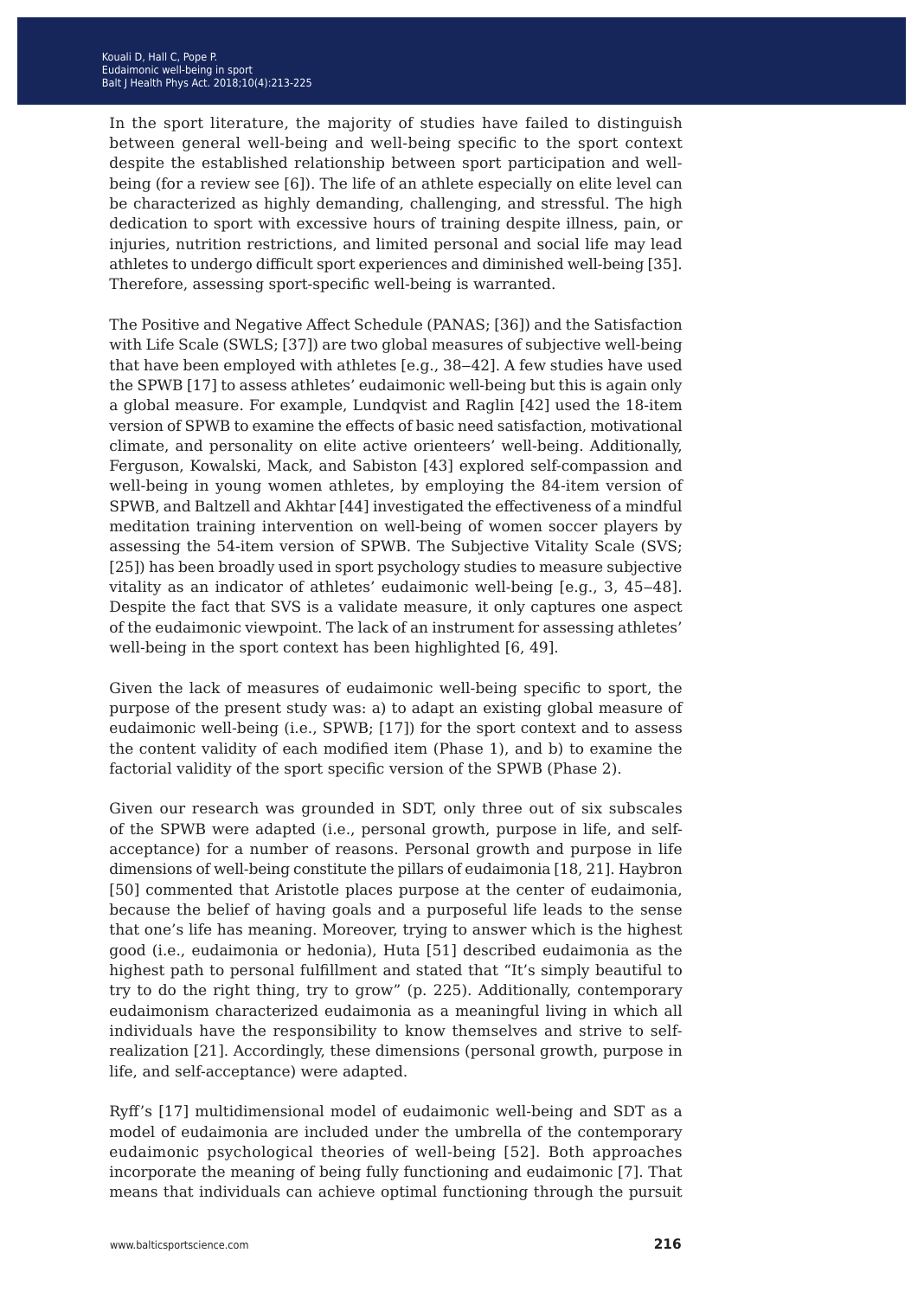In the sport literature, the majority of studies have failed to distinguish between general well-being and well-being specific to the sport context despite the established relationship between sport participation and well-being (for a review see [6]). The life of an athlete especially on elite level can be characterized as highly demanding, challenging, and stressful. The high dedication to sport with excessive hours of training despite illness, pain, or injuries, nutrition restrictions, and limited personal and social life may lead athletes to undergo difficult sport experiences and diminished well-being [35]. Therefore, assessing sport-specific well-being is warranted.

The Positive and Negative Affect Schedule (PANAS; [36]) and the Satisfaction with Life Scale (SWLS; [37]) are two global measures of subjective well-being that have been employed with athletes [e.g., 38–42]. A few studies have used the SPWB [17] to assess athletes' eudaimonic well-being but this is again only a global measure. For example, Lundqvist and Raglin [42] used the 18-item version of SPWB to examine the effects of basic need satisfaction, motivational climate, and personality on elite active orienteers' well-being. Additionally, Ferguson, Kowalski, Mack, and Sabiston [43] explored self-compassion and well-being in young women athletes, by employing the 84-item version of SPWB, and Baltzell and Akhtar [44] investigated the effectiveness of a mindful meditation training intervention on well-being of women soccer players by assessing the 54-item version of SPWB. The Subjective Vitality Scale (SVS; [25]) has been broadly used in sport psychology studies to measure subjective vitality as an indicator of athletes' eudaimonic well-being [e.g., 3, 45–48]. Despite the fact that SVS is a validate measure, it only captures one aspect of the eudaimonic viewpoint. The lack of an instrument for assessing athletes' well-being in the sport context has been highlighted [6, 49].

Given the lack of measures of eudaimonic well-being specific to sport, the purpose of the present study was: a) to adapt an existing global measure of eudaimonic well-being (i.e., SPWB; [17]) for the sport context and to assess the content validity of each modified item (Phase 1), and b) to examine the factorial validity of the sport specific version of the SPWB (Phase 2).

Given our research was grounded in SDT, only three out of six subscales of the SPWB were adapted (i.e., personal growth, purpose in life, and self-acceptance) for a number of reasons. Personal growth and purpose in life dimensions of well-being constitute the pillars of eudaimonia [18, 21]. Haybron [50] commented that Aristotle places purpose at the center of eudaimonia, because the belief of having goals and a purposeful life leads to the sense that one's life has meaning. Moreover, trying to answer which is the highest good (i.e., eudaimonia or hedonia), Huta [51] described eudaimonia as the highest path to personal fulfillment and stated that "It's simply beautiful to try to do the right thing, try to grow" (p. 225). Additionally, contemporary eudaimonism characterized eudaimonia as a meaningful living in which all individuals have the responsibility to know themselves and strive to self-realization [21]. Accordingly, these dimensions (personal growth, purpose in life, and self-acceptance) were adapted.

Ryff's [17] multidimensional model of eudaimonic well-being and SDT as a model of eudaimonia are included under the umbrella of the contemporary eudaimonic psychological theories of well-being [52]. Both approaches incorporate the meaning of being fully functioning and eudaimonic [7]. That means that individuals can achieve optimal functioning through the pursuit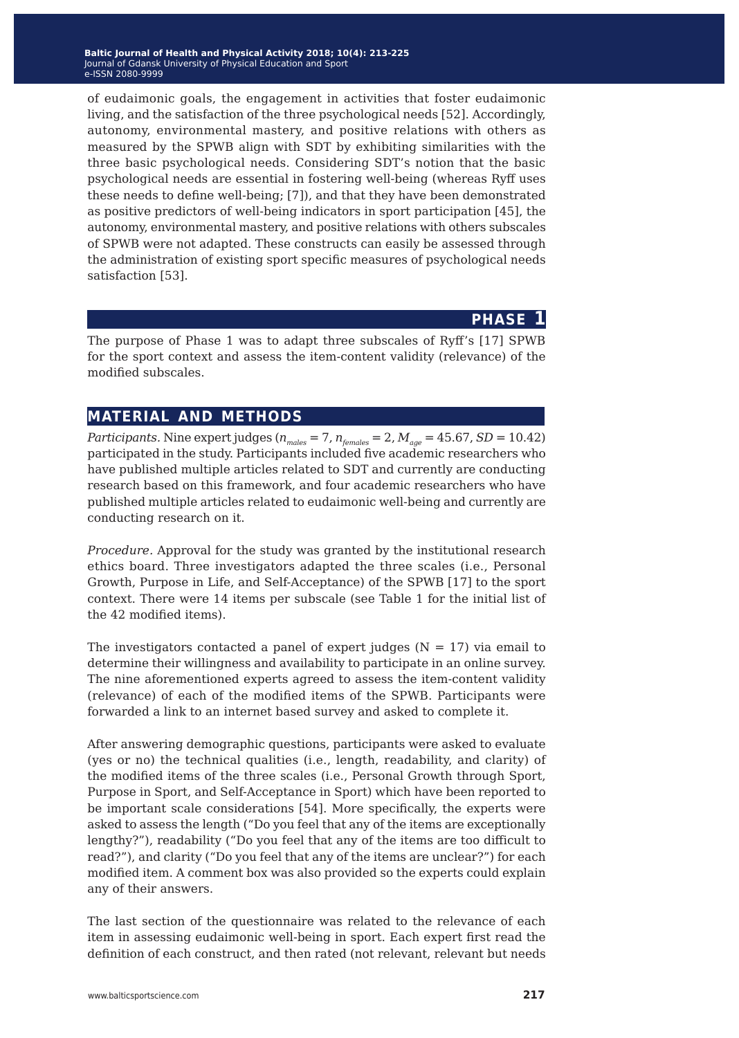of eudaimonic goals, the engagement in activities that foster eudaimonic living, and the satisfaction of the three psychological needs [52]. Accordingly, autonomy, environmental mastery, and positive relations with others as measured by the SPWB align with SDT by exhibiting similarities with the three basic psychological needs. Considering SDT's notion that the basic psychological needs are essential in fostering well-being (whereas Ryff uses these needs to define well-being; [7]), and that they have been demonstrated as positive predictors of well-being indicators in sport participation [45], the autonomy, environmental mastery, and positive relations with others subscales of SPWB were not adapted. These constructs can easily be assessed through the administration of existing sport specific measures of psychological needs satisfaction [53].

## PHASE 1

The purpose of Phase 1 was to adapt three subscales of Ryff's [17] SPWB for the sport context and assess the item-content validity (relevance) of the modified subscales.

## MATERIAL AND METHODS

*Participants.* Nine expert judges ($n_{males}$ = 7, $n_{females}$ = 2, $M_{age}$ = 45.67, $SD$ = 10.42) participated in the study. Participants included five academic researchers who have published multiple articles related to SDT and currently are conducting research based on this framework, and four academic researchers who have published multiple articles related to eudaimonic well-being and currently are conducting research on it.

*Procedure.* Approval for the study was granted by the institutional research ethics board. Three investigators adapted the three scales (i.e., Personal Growth, Purpose in Life, and Self-Acceptance) of the SPWB [17] to the sport context. There were 14 items per subscale (see Table 1 for the initial list of the 42 modified items).

The investigators contacted a panel of expert judges (N = 17) via email to determine their willingness and availability to participate in an online survey. The nine aforementioned experts agreed to assess the item-content validity (relevance) of each of the modified items of the SPWB. Participants were forwarded a link to an internet based survey and asked to complete it.

After answering demographic questions, participants were asked to evaluate (yes or no) the technical qualities (i.e., length, readability, and clarity) of the modified items of the three scales (i.e., Personal Growth through Sport, Purpose in Sport, and Self-Acceptance in Sport) which have been reported to be important scale considerations [54]. More specifically, the experts were asked to assess the length ("Do you feel that any of the items are exceptionally lengthy?"), readability ("Do you feel that any of the items are too difficult to read?"), and clarity ("Do you feel that any of the items are unclear?") for each modified item. A comment box was also provided so the experts could explain any of their answers.

The last section of the questionnaire was related to the relevance of each item in assessing eudaimonic well-being in sport. Each expert first read the definition of each construct, and then rated (not relevant, relevant but needs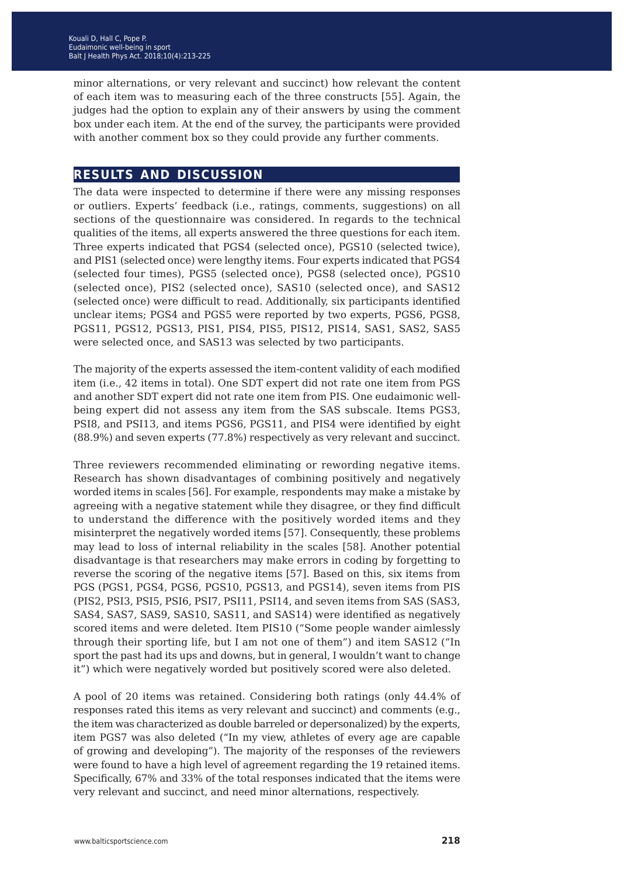minor alternations, or very relevant and succinct) how relevant the content of each item was to measuring each of the three constructs [55]. Again, the judges had the option to explain any of their answers by using the comment box under each item. At the end of the survey, the participants were provided with another comment box so they could provide any further comments.

## RESULTS AND DISCUSSION

The data were inspected to determine if there were any missing responses or outliers. Experts' feedback (i.e., ratings, comments, suggestions) on all sections of the questionnaire was considered. In regards to the technical qualities of the items, all experts answered the three questions for each item. Three experts indicated that PGS4 (selected once), PGS10 (selected twice), and PIS1 (selected once) were lengthy items. Four experts indicated that PGS4 (selected four times), PGS5 (selected once), PGS8 (selected once), PGS10 (selected once), PIS2 (selected once), SAS10 (selected once), and SAS12 (selected once) were difficult to read. Additionally, six participants identified unclear items; PGS4 and PGS5 were reported by two experts, PGS6, PGS8, PGS11, PGS12, PGS13, PIS1, PIS4, PIS5, PIS12, PIS14, SAS1, SAS2, SAS5 were selected once, and SAS13 was selected by two participants.

The majority of the experts assessed the item-content validity of each modified item (i.e., 42 items in total). One SDT expert did not rate one item from PGS and another SDT expert did not rate one item from PIS. One eudaimonic well-being expert did not assess any item from the SAS subscale. Items PGS3, PSI8, and PSI13, and items PGS6, PGS11, and PIS4 were identified by eight (88.9%) and seven experts (77.8%) respectively as very relevant and succinct.

Three reviewers recommended eliminating or rewording negative items. Research has shown disadvantages of combining positively and negatively worded items in scales [56]. For example, respondents may make a mistake by agreeing with a negative statement while they disagree, or they find difficult to understand the difference with the positively worded items and they misinterpret the negatively worded items [57]. Consequently, these problems may lead to loss of internal reliability in the scales [58]. Another potential disadvantage is that researchers may make errors in coding by forgetting to reverse the scoring of the negative items [57]. Based on this, six items from PGS (PGS1, PGS4, PGS6, PGS10, PGS13, and PGS14), seven items from PIS (PIS2, PSI3, PSI5, PSI6, PSI7, PSI11, PSI14, and seven items from SAS (SAS3, SAS4, SAS7, SAS9, SAS10, SAS11, and SAS14) were identified as negatively scored items and were deleted. Item PIS10 ("Some people wander aimlessly through their sporting life, but I am not one of them") and item SAS12 ("In sport the past had its ups and downs, but in general, I wouldn't want to change it") which were negatively worded but positively scored were also deleted.

A pool of 20 items was retained. Considering both ratings (only 44.4% of responses rated this items as very relevant and succinct) and comments (e.g., the item was characterized as double barreled or depersonalized) by the experts, item PGS7 was also deleted ("In my view, athletes of every age are capable of growing and developing"). The majority of the responses of the reviewers were found to have a high level of agreement regarding the 19 retained items. Specifically, 67% and 33% of the total responses indicated that the items were very relevant and succinct, and need minor alternations, respectively.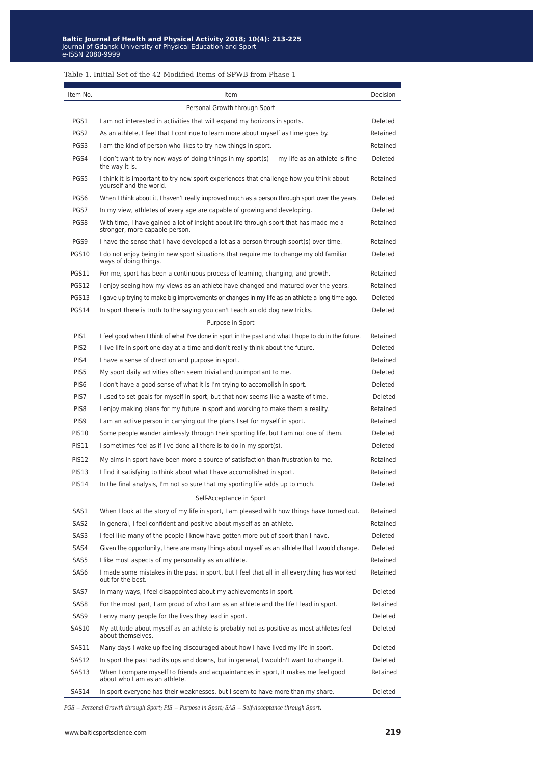Table 1. Initial Set of the 42 Modified Items of SPWB from Phase 1

| Item No. | Item | Decision |
|---|---|---|
| | Personal Growth through Sport | |
| PGS1 | I am not interested in activities that will expand my horizons in sports. | Deleted |
| PGS2 | As an athlete, I feel that I continue to learn more about myself as time goes by. | Retained |
| PGS3 | I am the kind of person who likes to try new things in sport. | Retained |
| PGS4 | I don't want to try new ways of doing things in my sport(s) — my life as an athlete is fine the way it is. | Deleted |
| PGS5 | I think it is important to try new sport experiences that challenge how you think about yourself and the world. | Retained |
| PGS6 | When I think about it, I haven't really improved much as a person through sport over the years. | Deleted |
| PGS7 | In my view, athletes of every age are capable of growing and developing. | Deleted |
| PGS8 | With time, I have gained a lot of insight about life through sport that has made me a stronger, more capable person. | Retained |
| PGS9 | I have the sense that I have developed a lot as a person through sport(s) over time. | Retained |
| PGS10 | I do not enjoy being in new sport situations that require me to change my old familiar ways of doing things. | Deleted |
| PGS11 | For me, sport has been a continuous process of learning, changing, and growth. | Retained |
| PGS12 | I enjoy seeing how my views as an athlete have changed and matured over the years. | Retained |
| PGS13 | I gave up trying to make big improvements or changes in my life as an athlete a long time ago. | Deleted |
| PGS14 | In sport there is truth to the saying you can't teach an old dog new tricks. | Deleted |
| | Purpose in Sport | |
| PIS1 | I feel good when I think of what I've done in sport in the past and what I hope to do in the future. | Retained |
| PIS2 | I live life in sport one day at a time and don't really think about the future. | Deleted |
| PIS4 | I have a sense of direction and purpose in sport. | Retained |
| PIS5 | My sport daily activities often seem trivial and unimportant to me. | Deleted |
| PIS6 | I don't have a good sense of what it is I'm trying to accomplish in sport. | Deleted |
| PIS7 | I used to set goals for myself in sport, but that now seems like a waste of time. | Deleted |
| PIS8 | I enjoy making plans for my future in sport and working to make them a reality. | Retained |
| PIS9 | I am an active person in carrying out the plans I set for myself in sport. | Retained |
| PIS10 | Some people wander aimlessly through their sporting life, but I am not one of them. | Deleted |
| PIS11 | I sometimes feel as if I've done all there is to do in my sport(s). | Deleted |
| PIS12 | My aims in sport have been more a source of satisfaction than frustration to me. | Retained |
| PIS13 | I find it satisfying to think about what I have accomplished in sport. | Retained |
| PIS14 | In the final analysis, I'm not so sure that my sporting life adds up to much. | Deleted |
| | Self-Acceptance in Sport | |
| SAS1 | When I look at the story of my life in sport, I am pleased with how things have turned out. | Retained |
| SAS2 | In general, I feel confident and positive about myself as an athlete. | Retained |
| SAS3 | I feel like many of the people I know have gotten more out of sport than I have. | Deleted |
| SAS4 | Given the opportunity, there are many things about myself as an athlete that I would change. | Deleted |
| SAS5 | I like most aspects of my personality as an athlete. | Retained |
| SAS6 | I made some mistakes in the past in sport, but I feel that all in all everything has worked out for the best. | Retained |
| SAS7 | In many ways, I feel disappointed about my achievements in sport. | Deleted |
| SAS8 | For the most part, I am proud of who I am as an athlete and the life I lead in sport. | Retained |
| SAS9 | I envy many people for the lives they lead in sport. | Deleted |
| SAS10 | My attitude about myself as an athlete is probably not as positive as most athletes feel about themselves. | Deleted |
| SAS11 | Many days I wake up feeling discouraged about how I have lived my life in sport. | Deleted |
| SAS12 | In sport the past had its ups and downs, but in general, I wouldn't want to change it. | Deleted |
| SAS13 | When I compare myself to friends and acquaintances in sport, it makes me feel good about who I am as an athlete. | Retained |
| SAS14 | In sport everyone has their weaknesses, but I seem to have more than my share. | Deleted |

*PGS = Personal Growth through Sport; PIS = Purpose in Sport; SAS = Self-Acceptance through Sport.*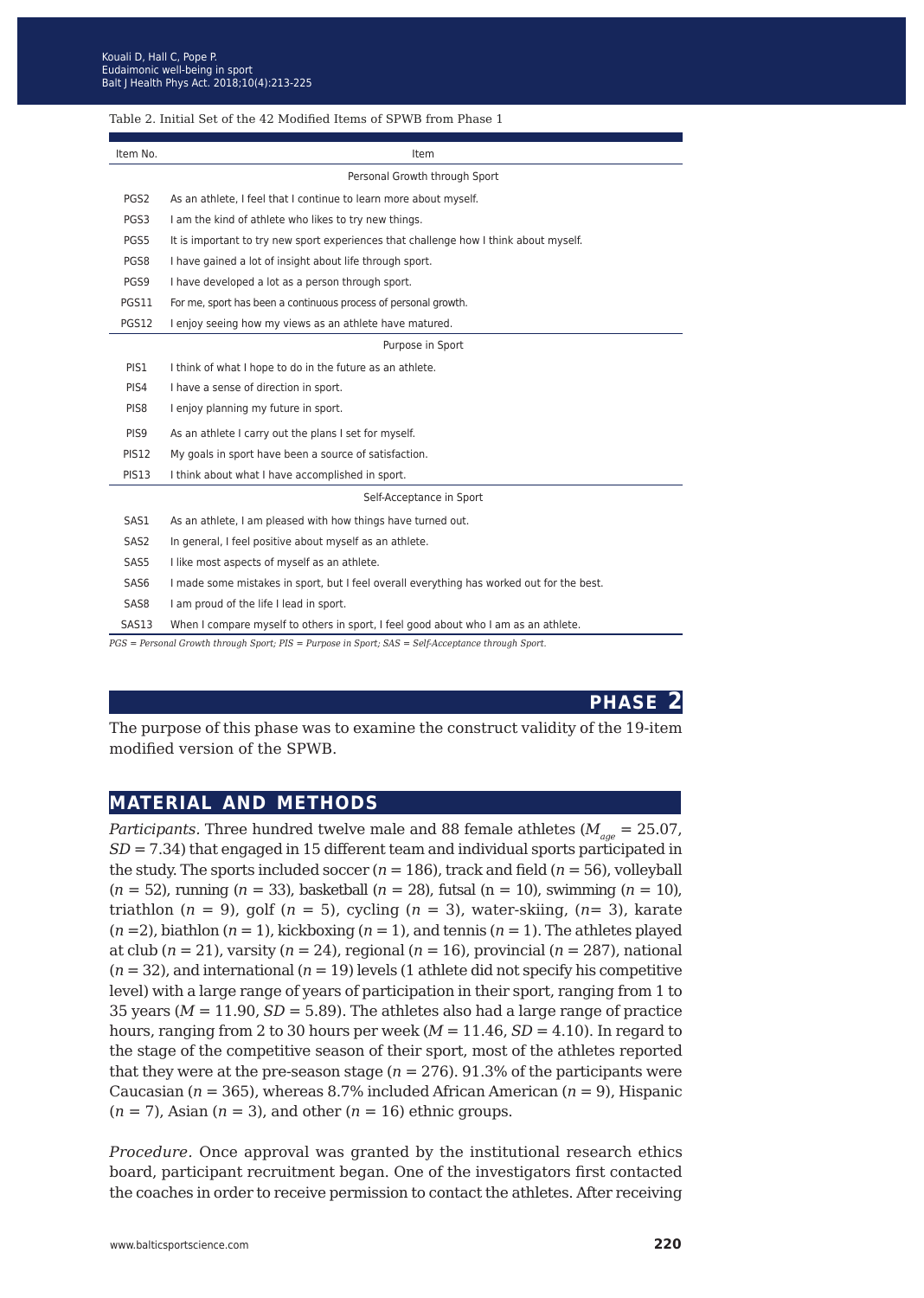Table 2. Initial Set of the 42 Modified Items of SPWB from Phase 1

| Item No. | Item |
|---|---|
| | Personal Growth through Sport |
| PGS2 | As an athlete, I feel that I continue to learn more about myself. |
| PGS3 | I am the kind of athlete who likes to try new things. |
| PGS5 | It is important to try new sport experiences that challenge how I think about myself. |
| PGS8 | I have gained a lot of insight about life through sport. |
| PGS9 | I have developed a lot as a person through sport. |
| PGS11 | For me, sport has been a continuous process of personal growth. |
| PGS12 | I enjoy seeing how my views as an athlete have matured. |
| | Purpose in Sport |
| PIS1 | I think of what I hope to do in the future as an athlete. |
| PIS4 | I have a sense of direction in sport. |
| PIS8 | I enjoy planning my future in sport. |
| PIS9 | As an athlete I carry out the plans I set for myself. |
| PIS12 | My goals in sport have been a source of satisfaction. |
| PIS13 | I think about what I have accomplished in sport. |
| | Self-Acceptance in Sport |
| SAS1 | As an athlete, I am pleased with how things have turned out. |
| SAS2 | In general, I feel positive about myself as an athlete. |
| SAS5 | I like most aspects of myself as an athlete. |
| SAS6 | I made some mistakes in sport, but I feel overall everything has worked out for the best. |
| SAS8 | I am proud of the life I lead in sport. |
| SAS13 | When I compare myself to others in sport, I feel good about who I am as an athlete. |

*PGS = Personal Growth through Sport; PIS = Purpose in Sport; SAS = Self-Acceptance through Sport.*

## PHASE 2

The purpose of this phase was to examine the construct validity of the 19-item modified version of the SPWB.

## MATERIAL AND METHODS

*Participants*. Three hundred twelve male and 88 female athletes ($M_{age}$ = 25.07, $SD$ = 7.34) that engaged in 15 different team and individual sports participated in the study. The sports included soccer ($n$ = 186), track and field ($n$ = 56), volleyball ($n$ = 52), running ($n$ = 33), basketball ($n$ = 28), futsal (n = 10), swimming ($n$ = 10), triathlon ($n$ = 9), golf ($n$ = 5), cycling ($n$ = 3), water-skiing, ($n$= 3), karate ($n$ =2), biathlon ($n$ = 1), kickboxing ($n$ = 1), and tennis ($n$ = 1). The athletes played at club ($n$ = 21), varsity ($n$ = 24), regional ($n$ = 16), provincial ($n$ = 287), national ($n$ = 32), and international ($n$ = 19) levels (1 athlete did not specify his competitive level) with a large range of years of participation in their sport, ranging from 1 to 35 years ($M$ = 11.90, $SD$ = 5.89). The athletes also had a large range of practice hours, ranging from 2 to 30 hours per week ($M$ = 11.46, $SD$ = 4.10). In regard to the stage of the competitive season of their sport, most of the athletes reported that they were at the pre-season stage ($n$ = 276). 91.3% of the participants were Caucasian ($n$ = 365), whereas 8.7% included African American ($n$ = 9), Hispanic ($n$ = 7), Asian ($n$ = 3), and other ($n$ = 16) ethnic groups.

*Procedure*. Once approval was granted by the institutional research ethics board, participant recruitment began. One of the investigators first contacted the coaches in order to receive permission to contact the athletes. After receiving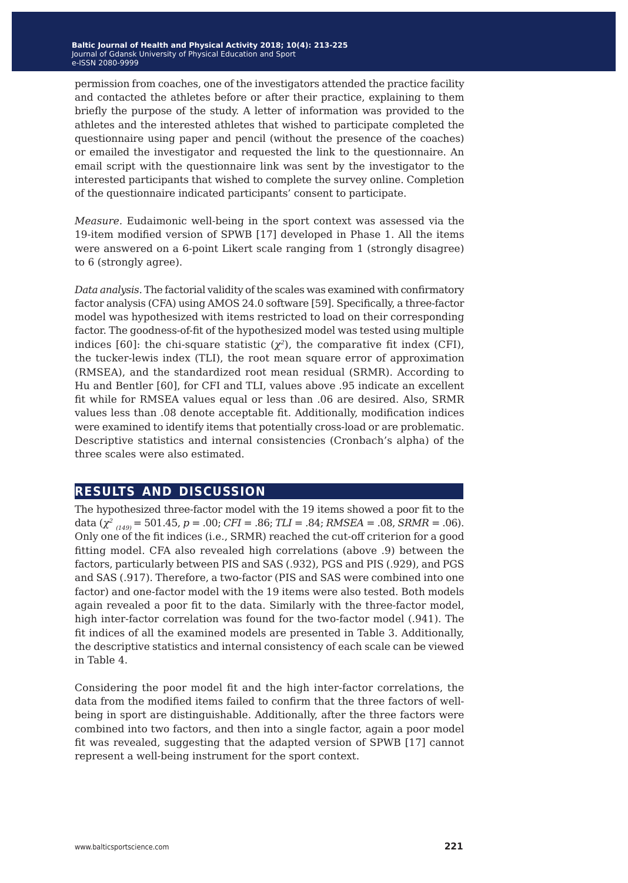permission from coaches, one of the investigators attended the practice facility and contacted the athletes before or after their practice, explaining to them briefly the purpose of the study. A letter of information was provided to the athletes and the interested athletes that wished to participate completed the questionnaire using paper and pencil (without the presence of the coaches) or emailed the investigator and requested the link to the questionnaire. An email script with the questionnaire link was sent by the investigator to the interested participants that wished to complete the survey online. Completion of the questionnaire indicated participants' consent to participate.

*Measure.* Eudaimonic well-being in the sport context was assessed via the 19-item modified version of SPWB [17] developed in Phase 1. All the items were answered on a 6-point Likert scale ranging from 1 (strongly disagree) to 6 (strongly agree).

*Data analysis.* The factorial validity of the scales was examined with confirmatory factor analysis (CFA) using AMOS 24.0 software [59]. Specifically, a three-factor model was hypothesized with items restricted to load on their corresponding factor. The goodness-of-fit of the hypothesized model was tested using multiple indices [60]: the chi-square statistic ($\chi^2$), the comparative fit index (CFI), the tucker-lewis index (TLI), the root mean square error of approximation (RMSEA), and the standardized root mean residual (SRMR). According to Hu and Bentler [60], for CFI and TLI, values above .95 indicate an excellent fit while for RMSEA values equal or less than .06 are desired. Also, SRMR values less than .08 denote acceptable fit. Additionally, modification indices were examined to identify items that potentially cross-load or are problematic. Descriptive statistics and internal consistencies (Cronbach's alpha) of the three scales were also estimated.

## RESULTS AND DISCUSSION

The hypothesized three-factor model with the 19 items showed a poor fit to the data ($\chi^2_{(149)} = 501.45$, $p = .00$; $CFI = .86$; $TLI = .84$; $RMSEA = .08$, $SRMR = .06$). Only one of the fit indices (i.e., SRMR) reached the cut-off criterion for a good fitting model. CFA also revealed high correlations (above .9) between the factors, particularly between PIS and SAS (.932), PGS and PIS (.929), and PGS and SAS (.917). Therefore, a two-factor (PIS and SAS were combined into one factor) and one-factor model with the 19 items were also tested. Both models again revealed a poor fit to the data. Similarly with the three-factor model, high inter-factor correlation was found for the two-factor model (.941). The fit indices of all the examined models are presented in Table 3. Additionally, the descriptive statistics and internal consistency of each scale can be viewed in Table 4.

Considering the poor model fit and the high inter-factor correlations, the data from the modified items failed to confirm that the three factors of well-being in sport are distinguishable. Additionally, after the three factors were combined into two factors, and then into a single factor, again a poor model fit was revealed, suggesting that the adapted version of SPWB [17] cannot represent a well-being instrument for the sport context.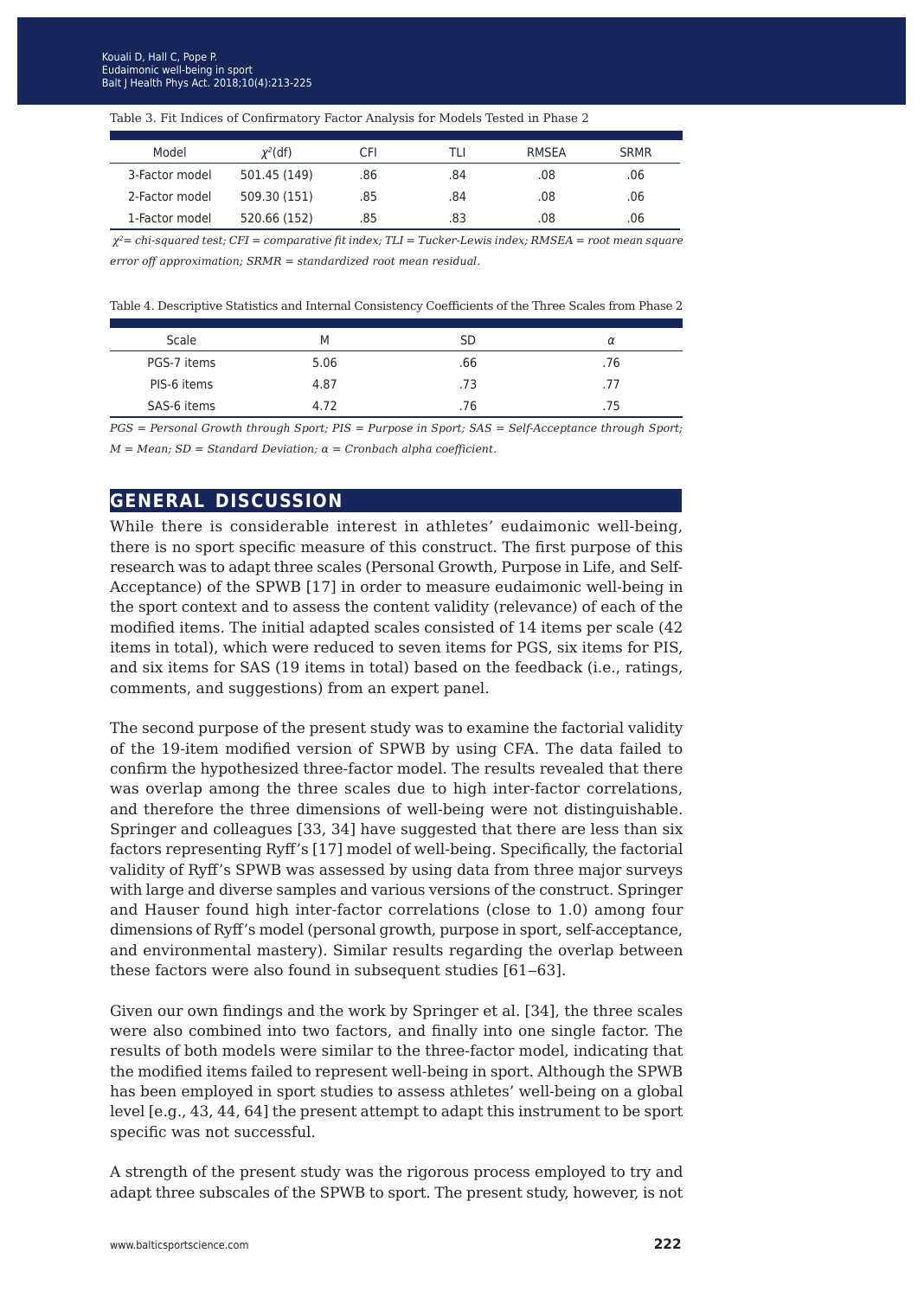Table 3. Fit Indices of Confirmatory Factor Analysis for Models Tested in Phase 2

| Model | $\chi^2$(df) | CFI | TLI | RMSEA | SRMR |
|---|---|---|---|---|---|
| 3-Factor model | 501.45 (149) | .86 | .84 | .08 | .06 |
| 2-Factor model | 509.30 (151) | .85 | .84 | .08 | .06 |
| 1-Factor model | 520.66 (152) | .85 | .83 | .08 | .06 |

*$\chi^2$= chi-squared test; CFI = comparative fit index; TLI = Tucker-Lewis index; RMSEA = root mean square error off approximation; SRMR = standardized root mean residual.*

Table 4. Descriptive Statistics and Internal Consistency Coefficients of the Three Scales from Phase 2

| Scale | M | SD | α |
|---|---|---|---|
| PGS-7 items | 5.06 | .66 | .76 |
| PIS-6 items | 4.87 | .73 | .77 |
| SAS-6 items | 4.72 | .76 | .75 |

*PGS = Personal Growth through Sport; PIS = Purpose in Sport; SAS = Self-Acceptance through Sport; M = Mean; SD = Standard Deviation; α = Cronbach alpha coefficient.*

## GENERAL DISCUSSION

While there is considerable interest in athletes' eudaimonic well-being, there is no sport specific measure of this construct. The first purpose of this research was to adapt three scales (Personal Growth, Purpose in Life, and Self-Acceptance) of the SPWB [17] in order to measure eudaimonic well-being in the sport context and to assess the content validity (relevance) of each of the modified items. The initial adapted scales consisted of 14 items per scale (42 items in total), which were reduced to seven items for PGS, six items for PIS, and six items for SAS (19 items in total) based on the feedback (i.e., ratings, comments, and suggestions) from an expert panel.

The second purpose of the present study was to examine the factorial validity of the 19-item modified version of SPWB by using CFA. The data failed to confirm the hypothesized three-factor model. The results revealed that there was overlap among the three scales due to high inter-factor correlations, and therefore the three dimensions of well-being were not distinguishable. Springer and colleagues [33, 34] have suggested that there are less than six factors representing Ryff's [17] model of well-being. Specifically, the factorial validity of Ryff's SPWB was assessed by using data from three major surveys with large and diverse samples and various versions of the construct. Springer and Hauser found high inter-factor correlations (close to 1.0) among four dimensions of Ryff's model (personal growth, purpose in sport, self-acceptance, and environmental mastery). Similar results regarding the overlap between these factors were also found in subsequent studies [61‒63].

Given our own findings and the work by Springer et al. [34], the three scales were also combined into two factors, and finally into one single factor. The results of both models were similar to the three-factor model, indicating that the modified items failed to represent well-being in sport. Although the SPWB has been employed in sport studies to assess athletes' well-being on a global level [e.g., 43, 44, 64] the present attempt to adapt this instrument to be sport specific was not successful.

A strength of the present study was the rigorous process employed to try and adapt three subscales of the SPWB to sport. The present study, however, is not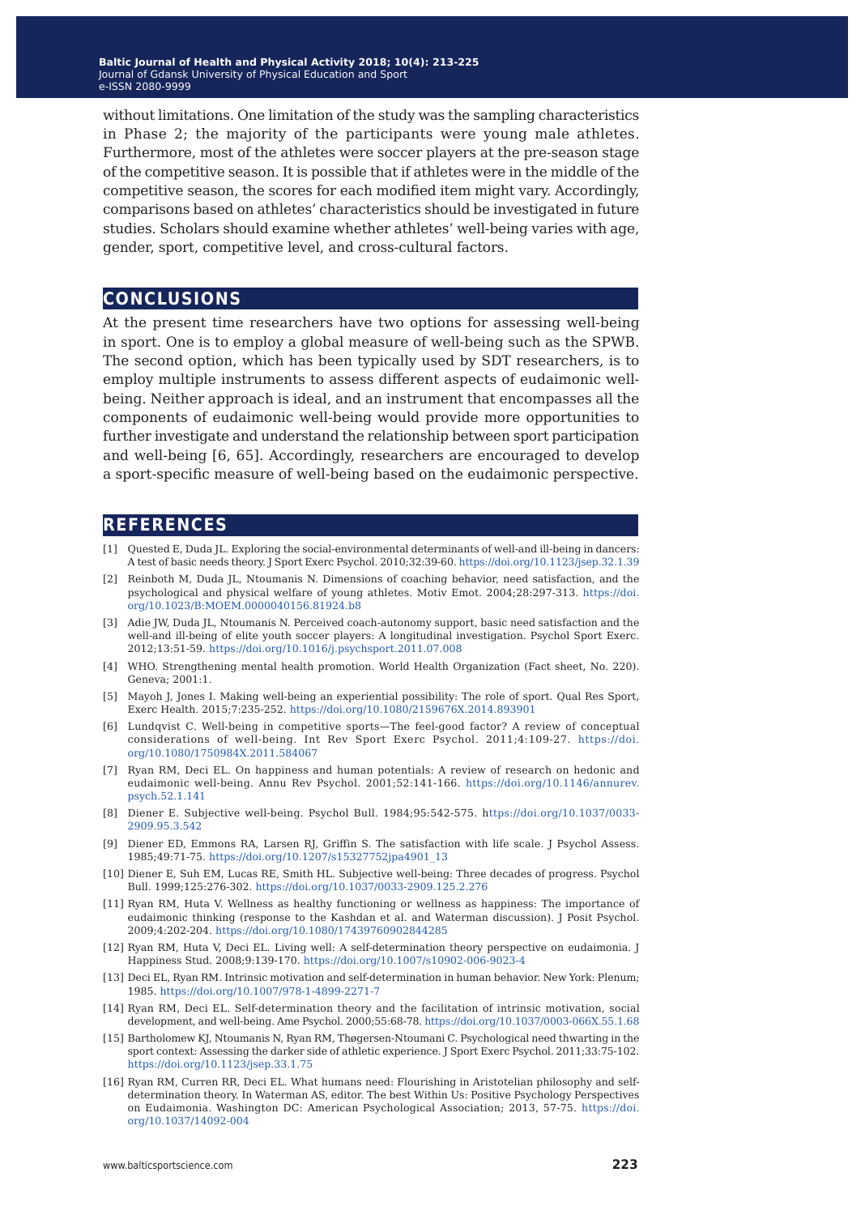without limitations. One limitation of the study was the sampling characteristics in Phase 2; the majority of the participants were young male athletes. Furthermore, most of the athletes were soccer players at the pre-season stage of the competitive season. It is possible that if athletes were in the middle of the competitive season, the scores for each modified item might vary. Accordingly, comparisons based on athletes' characteristics should be investigated in future studies. Scholars should examine whether athletes' well-being varies with age, gender, sport, competitive level, and cross-cultural factors.

## CONCLUSIONS

At the present time researchers have two options for assessing well-being in sport. One is to employ a global measure of well-being such as the SPWB. The second option, which has been typically used by SDT researchers, is to employ multiple instruments to assess different aspects of eudaimonic well-being. Neither approach is ideal, and an instrument that encompasses all the components of eudaimonic well-being would provide more opportunities to further investigate and understand the relationship between sport participation and well-being [6, 65]. Accordingly, researchers are encouraged to develop a sport-specific measure of well-being based on the eudaimonic perspective.

## REFERENCES

[1] Quested E, Duda JL. Exploring the social-environmental determinants of well-and ill-being in dancers: A test of basic needs theory. J Sport Exerc Psychol. 2010;32:39-60. https://doi.org/10.1123/jsep.32.1.39

[2] Reinboth M, Duda JL, Ntoumanis N. Dimensions of coaching behavior, need satisfaction, and the psychological and physical welfare of young athletes. Motiv Emot. 2004;28:297-313. https://doi.org/10.1023/B:MOEM.0000040156.81924.b8

[3] Adie JW, Duda JL, Ntoumanis N. Perceived coach-autonomy support, basic need satisfaction and the well-and ill-being of elite youth soccer players: A longitudinal investigation. Psychol Sport Exerc. 2012;13:51-59. https://doi.org/10.1016/j.psychsport.2011.07.008

[4] WHO. Strengthening mental health promotion. World Health Organization (Fact sheet, No. 220). Geneva; 2001:1.

[5] Mayoh J, Jones I. Making well-being an experiential possibility: The role of sport. Qual Res Sport, Exerc Health. 2015;7:235-252. https://doi.org/10.1080/2159676X.2014.893901

[6] Lundqvist C. Well-being in competitive sports—The feel-good factor? A review of conceptual considerations of well-being. Int Rev Sport Exerc Psychol. 2011;4:109-27. https://doi.org/10.1080/1750984X.2011.584067

[7] Ryan RM, Deci EL. On happiness and human potentials: A review of research on hedonic and eudaimonic well-being. Annu Rev Psychol. 2001;52:141-166. https://doi.org/10.1146/annurev.psych.52.1.141

[8] Diener E. Subjective well-being. Psychol Bull. 1984;95:542-575. https://doi.org/10.1037/0033-2909.95.3.542

[9] Diener ED, Emmons RA, Larsen RJ, Griffin S. The satisfaction with life scale. J Psychol Assess. 1985;49:71-75. https://doi.org/10.1207/s15327752jpa4901_13

[10] Diener E, Suh EM, Lucas RE, Smith HL. Subjective well-being: Three decades of progress. Psychol Bull. 1999;125:276-302. https://doi.org/10.1037/0033-2909.125.2.276

[11] Ryan RM, Huta V. Wellness as healthy functioning or wellness as happiness: The importance of eudaimonic thinking (response to the Kashdan et al. and Waterman discussion). J Posit Psychol. 2009;4:202-204. https://doi.org/10.1080/17439760902844285

[12] Ryan RM, Huta V, Deci EL. Living well: A self-determination theory perspective on eudaimonia. J Happiness Stud. 2008;9:139-170. https://doi.org/10.1007/s10902-006-9023-4

[13] Deci EL, Ryan RM. Intrinsic motivation and self-determination in human behavior. New York: Plenum; 1985. https://doi.org/10.1007/978-1-4899-2271-7

[14] Ryan RM, Deci EL. Self-determination theory and the facilitation of intrinsic motivation, social development, and well-being. Ame Psychol. 2000;55:68-78. https://doi.org/10.1037/0003-066X.55.1.68

[15] Bartholomew KJ, Ntoumanis N, Ryan RM, Thøgersen-Ntoumani C. Psychological need thwarting in the sport context: Assessing the darker side of athletic experience. J Sport Exerc Psychol. 2011;33:75-102. https://doi.org/10.1123/jsep.33.1.75

[16] Ryan RM, Curren RR, Deci EL. What humans need: Flourishing in Aristotelian philosophy and self-determination theory. In Waterman AS, editor. The best Within Us: Positive Psychology Perspectives on Eudaimonia. Washington DC: American Psychological Association; 2013, 57-75. https://doi.org/10.1037/14092-004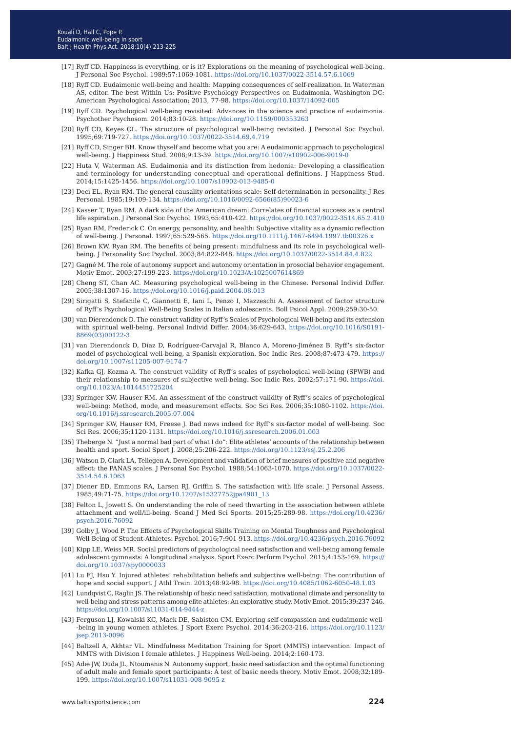[17] Ryff CD. Happiness is everything, or is it? Explorations on the meaning of psychological well-being. J Personal Soc Psychol. 1989;57:1069-1081. https://doi.org/10.1037/0022-3514.57.6.1069

[18] Ryff CD. Eudaimonic well-being and health: Mapping consequences of self-realization. In Waterman AS, editor. The best Within Us: Positive Psychology Perspectives on Eudaimonia. Washington DC: American Psychological Association; 2013, 77-98. https://doi.org/10.1037/14092-005

[19] Ryff CD. Psychological well-being revisited: Advances in the science and practice of eudaimonia. Psychother Psychosom. 2014;83:10-28. https://doi.org/10.1159/000353263

[20] Ryff CD, Keyes CL. The structure of psychological well-being revisited. J Personal Soc Psychol. 1995;69:719-727. https://doi.org/10.1037/0022-3514.69.4.719

[21] Ryff CD, Singer BH. Know thyself and become what you are: A eudaimonic approach to psychological well-being. J Happiness Stud. 2008;9:13-39. https://doi.org/10.1007/s10902-006-9019-0

[22] Huta V, Waterman AS. Eudaimonia and its distinction from hedonia: Developing a classification and terminology for understanding conceptual and operational definitions. J Happiness Stud. 2014;15:1425-1456. https://doi.org/10.1007/s10902-013-9485-0

[23] Deci EL, Ryan RM. The general causality orientations scale: Self-determination in personality. J Res Personal. 1985;19:109-134. https://doi.org/10.1016/0092-6566(85)90023-6

[24] Kasser T, Ryan RM. A dark side of the American dream: Correlates of financial success as a central life aspiration. J Personal Soc Psychol. 1993;65:410-422. https://doi.org/10.1037/0022-3514.65.2.410

[25] Ryan RM, Frederick C. On energy, personality, and health: Subjective vitality as a dynamic reflection of well-being. J Personal. 1997;65:529-565. https://doi.org/10.1111/j.1467-6494.1997.tb00326.x

[26] Brown KW, Ryan RM. The benefits of being present: mindfulness and its role in psychological well-being. J Personality Soc Psychol. 2003;84:822-848. https://doi.org/10.1037/0022-3514.84.4.822

[27] Gagné M. The role of autonomy support and autonomy orientation in prosocial behavior engagement. Motiv Emot. 2003;27:199-223. https://doi.org/10.1023/A:1025007614869

[28] Cheng ST, Chan AC. Measuring psychological well-being in the Chinese. Personal Individ Differ. 2005;38:1307-16. https://doi.org/10.1016/j.paid.2004.08.013

[29] Sirigatti S, Stefanile C, Giannetti E, Iani L, Penzo I, Mazzeschi A. Assessment of factor structure of Ryff's Psychological Well-Being Scales in Italian adolescents. Boll Psicol Appl. 2009;259:30-50.

[30] van Dierendonck D. The construct validity of Ryff's Scales of Psychological Well-being and its extension with spiritual well-being. Personal Individ Differ. 2004;36:629-643. https://doi.org/10.1016/S0191-8869(03)00122-3

[31] van Dierendonck D, Díaz D, Rodríguez-Carvajal R, Blanco A, Moreno-Jiménez B. Ryff's six-factor model of psychological well-being, a Spanish exploration. Soc Indic Res. 2008;87:473-479. https://doi.org/10.1007/s11205-007-9174-7

[32] Kafka GJ, Kozma A. The construct validity of Ryff's scales of psychological well-being (SPWB) and their relationship to measures of subjective well-being. Soc Indic Res. 2002;57:171-90. https://doi.org/10.1023/A:1014451725204

[33] Springer KW, Hauser RM. An assessment of the construct validity of Ryff's scales of psychological well-being: Method, mode, and measurement effects. Soc Sci Res. 2006;35:1080-1102. https://doi.org/10.1016/j.ssresearch.2005.07.004

[34] Springer KW, Hauser RM, Freese J. Bad news indeed for Ryff's six-factor model of well-being. Soc Sci Res. 2006;35:1120-1131. https://doi.org/10.1016/j.ssresearch.2006.01.003

[35] Theberge N. "Just a normal bad part of what I do": Elite athletes' accounts of the relationship between health and sport. Sociol Sport J. 2008;25:206-222. https://doi.org/10.1123/ssj.25.2.206

[36] Watson D, Clark LA, Tellegen A. Development and validation of brief measures of positive and negative affect: the PANAS scales. J Personal Soc Psychol. 1988;54:1063-1070. https://doi.org/10.1037/0022-3514.54.6.1063

[37] Diener ED, Emmons RA, Larsen RJ, Griffin S. The satisfaction with life scale. J Personal Assess. 1985;49:71-75. https://doi.org/10.1207/s15327752jpa4901_13

[38] Felton L, Jowett S. On understanding the role of need thwarting in the association between athlete attachment and well/ill-being. Scand J Med Sci Sports. 2015;25:289-98. https://doi.org/10.4236/psych.2016.76092

[39] Golby J, Wood P. The Effects of Psychological Skills Training on Mental Toughness and Psychological Well-Being of Student-Athletes. Psychol. 2016;7:901-913. https://doi.org/10.4236/psych.2016.76092

[40] Kipp LE, Weiss MR. Social predictors of psychological need satisfaction and well-being among female adolescent gymnasts: A longitudinal analysis. Sport Exerc Perform Psychol. 2015;4:153-169. https://doi.org/10.1037/spy0000033

[41] Lu FJ, Hsu Y. Injured athletes' rehabilitation beliefs and subjective well-being: The contribution of hope and social support. J Athl Train. 2013;48:92-98. https://doi.org/10.4085/1062-6050-48.1.03

[42] Lundqvist C, Raglin JS. The relationship of basic need satisfaction, motivational climate and personality to well-being and stress patterns among elite athletes: An explorative study. Motiv Emot. 2015;39:237-246. https://doi.org/10.1007/s11031-014-9444-z

[43] Ferguson LJ, Kowalski KC, Mack DE, Sabiston CM. Exploring self-compassion and eudaimonic well--being in young women athletes. J Sport Exerc Psychol. 2014;36:203-216. https://doi.org/10.1123/jsep.2013-0096

[44] Baltzell A, Akhtar VL. Mindfulness Meditation Training for Sport (MMTS) intervention: Impact of MMTS with Division I female athletes. J Happiness Well-being. 2014;2:160-173.

[45] Adie JW, Duda JL, Ntoumanis N. Autonomy support, basic need satisfaction and the optimal functioning of adult male and female sport participants: A test of basic needs theory. Motiv Emot. 2008;32:189-199. https://doi.org/10.1007/s11031-008-9095-z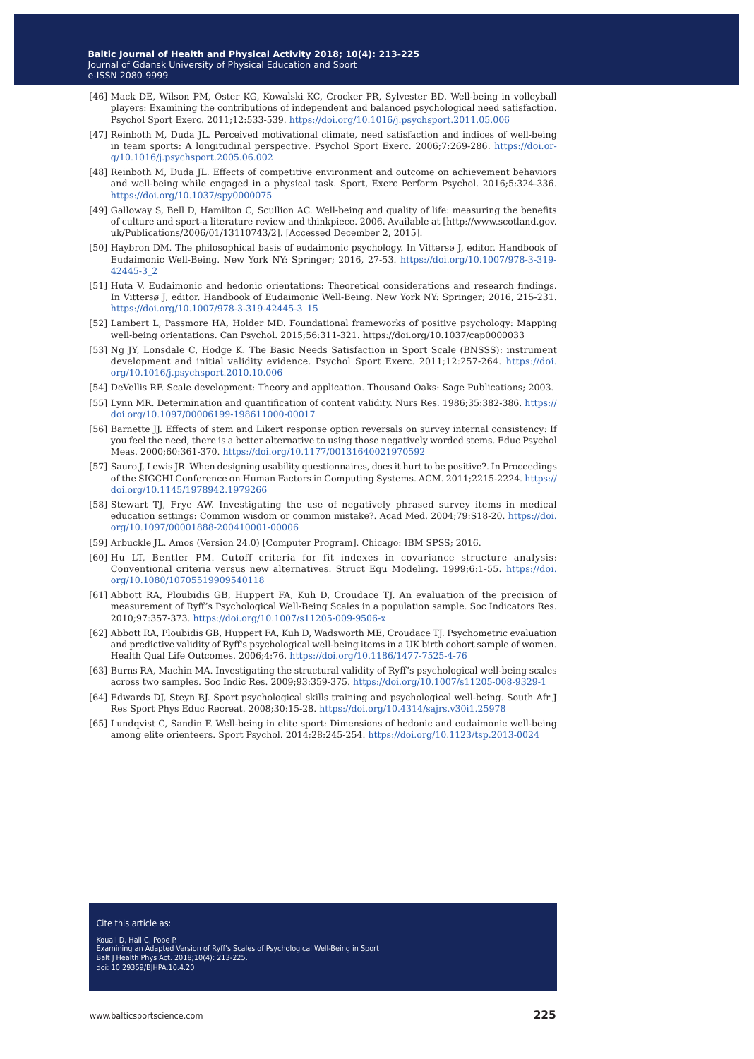[46] Mack DE, Wilson PM, Oster KG, Kowalski KC, Crocker PR, Sylvester BD. Well-being in volleyball players: Examining the contributions of independent and balanced psychological need satisfaction. Psychol Sport Exerc. 2011;12:533-539. https://doi.org/10.1016/j.psychsport.2011.05.006

[47] Reinboth M, Duda JL. Perceived motivational climate, need satisfaction and indices of well-being in team sports: A longitudinal perspective. Psychol Sport Exerc. 2006;7:269-286. https://doi.org/10.1016/j.psychsport.2005.06.002

[48] Reinboth M, Duda JL. Effects of competitive environment and outcome on achievement behaviors and well-being while engaged in a physical task. Sport, Exerc Perform Psychol. 2016;5:324-336. https://doi.org/10.1037/spy0000075

[49] Galloway S, Bell D, Hamilton C, Scullion AC. Well-being and quality of life: measuring the benefits of culture and sport-a literature review and thinkpiece. 2006. Available at [http://www.scotland.gov.uk/Publications/2006/01/13110743/2]. [Accessed December 2, 2015].

[50] Haybron DM. The philosophical basis of eudaimonic psychology. In Vittersø J, editor. Handbook of Eudaimonic Well-Being. New York NY: Springer; 2016, 27-53. https://doi.org/10.1007/978-3-319-42445-3_2

[51] Huta V. Eudaimonic and hedonic orientations: Theoretical considerations and research findings. In Vittersø J, editor. Handbook of Eudaimonic Well-Being. New York NY: Springer; 2016, 215-231. https://doi.org/10.1007/978-3-319-42445-3_15

[52] Lambert L, Passmore HA, Holder MD. Foundational frameworks of positive psychology: Mapping well-being orientations. Can Psychol. 2015;56:311-321. https://doi.org/10.1037/cap0000033

[53] Ng JY, Lonsdale C, Hodge K. The Basic Needs Satisfaction in Sport Scale (BNSSS): instrument development and initial validity evidence. Psychol Sport Exerc. 2011;12:257-264. https://doi.org/10.1016/j.psychsport.2010.10.006

[54] DeVellis RF. Scale development: Theory and application. Thousand Oaks: Sage Publications; 2003.

[55] Lynn MR. Determination and quantification of content validity. Nurs Res. 1986;35:382-386. https://doi.org/10.1097/00006199-198611000-00017

[56] Barnette JJ. Effects of stem and Likert response option reversals on survey internal consistency: If you feel the need, there is a better alternative to using those negatively worded stems. Educ Psychol Meas. 2000;60:361-370. https://doi.org/10.1177/00131640021970592

[57] Sauro J, Lewis JR. When designing usability questionnaires, does it hurt to be positive?. In Proceedings of the SIGCHI Conference on Human Factors in Computing Systems. ACM. 2011;2215-2224. https://doi.org/10.1145/1978942.1979266

[58] Stewart TJ, Frye AW. Investigating the use of negatively phrased survey items in medical education settings: Common wisdom or common mistake?. Acad Med. 2004;79:S18-20. https://doi.org/10.1097/00001888-200410001-00006

[59] Arbuckle JL. Amos (Version 24.0) [Computer Program]. Chicago: IBM SPSS; 2016.

[60] Hu LT, Bentler PM. Cutoff criteria for fit indexes in covariance structure analysis: Conventional criteria versus new alternatives. Struct Equ Modeling. 1999;6:1-55. https://doi.org/10.1080/10705519909540118

[61] Abbott RA, Ploubidis GB, Huppert FA, Kuh D, Croudace TJ. An evaluation of the precision of measurement of Ryff's Psychological Well-Being Scales in a population sample. Soc Indicators Res. 2010;97:357-373. https://doi.org/10.1007/s11205-009-9506-x

[62] Abbott RA, Ploubidis GB, Huppert FA, Kuh D, Wadsworth ME, Croudace TJ. Psychometric evaluation and predictive validity of Ryff's psychological well-being items in a UK birth cohort sample of women. Health Qual Life Outcomes. 2006;4:76. https://doi.org/10.1186/1477-7525-4-76

[63] Burns RA, Machin MA. Investigating the structural validity of Ryff's psychological well-being scales across two samples. Soc Indic Res. 2009;93:359-375. https://doi.org/10.1007/s11205-008-9329-1

[64] Edwards DJ, Steyn BJ. Sport psychological skills training and psychological well-being. South Afr J Res Sport Phys Educ Recreat. 2008;30:15-28. https://doi.org/10.4314/sajrs.v30i1.25978

[65] Lundqvist C, Sandin F. Well-being in elite sport: Dimensions of hedonic and eudaimonic well-being among elite orienteers. Sport Psychol. 2014;28:245-254. https://doi.org/10.1123/tsp.2013-0024

Cite this article as:

Kouali D, Hall C, Pope P.
Examining an Adapted Version of Ryff's Scales of Psychological Well-Being in Sport
Balt J Health Phys Act. 2018;10(4): 213-225.
doi: 10.29359/BJHPA.10.4.20